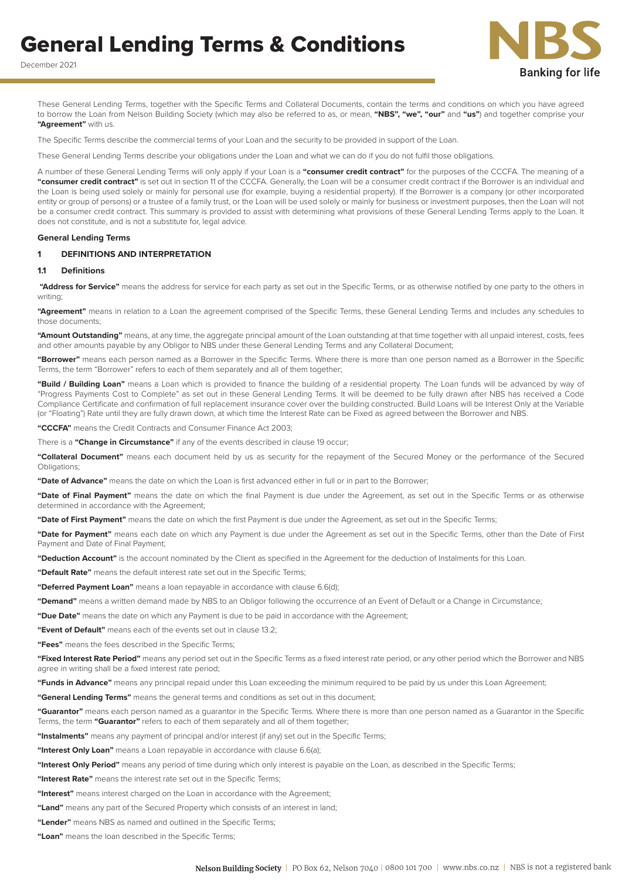# General Lending Terms & Conditions

December 2021

These General Lending Terms, together with the Specific Terms and Collateral Documents, contain the terms and conditions on which you have agreed to borrow the Loan from Nelson Building Society (which may also be referred to as, or mean, **"NBS", "we", "our"** and **"us"**) and together comprise your **"Agreement"** with us.

The Specific Terms describe the commercial terms of your Loan and the security to be provided in support of the Loan.

These General Lending Terms describe your obligations under the Loan and what we can do if you do not fulfil those obligations.

A number of these General Lending Terms will only apply if your Loan is a **"consumer credit contract"** for the purposes of the CCCFA. The meaning of a **"consumer credit contract"** is set out in section 11 of the CCCFA. Generally, the Loan will be a consumer credit contract if the Borrower is an individual and the Loan is being used solely or mainly for personal use (for example, buying a residential property). If the Borrower is a company (or other incorporated entity or group of persons) or a trustee of a family trust, or the Loan will be used solely or mainly for business or investment purposes, then the Loan will not be a consumer credit contract. This summary is provided to assist with determining what provisions of these General Lending Terms apply to the Loan. It does not constitute, and is not a substitute for, legal advice.

**General Lending Terms**

## 1 DEFINITIONS AND INTERPRETATION

### 1.1 Definitions

**"Address for Service"** means the address for service for each party as set out in the Specific Terms, or as otherwise notified by one party to the others in writing;

**"Agreement"** means in relation to a Loan the agreement comprised of the Specific Terms, these General Lending Terms and includes any schedules to those documents;

**"Amount Outstanding"** means, at any time, the aggregate principal amount of the Loan outstanding at that time together with all unpaid interest, costs, fees and other amounts payable by any Obligor to NBS under these General Lending Terms and any Collateral Document;

**"Borrower"** means each person named as a Borrower in the Specific Terms. Where there is more than one person named as a Borrower in the Specific Terms, the term "Borrower" refers to each of them separately and all of them together;

**"Build / Building Loan"** means a Loan which is provided to finance the building of a residential property. The Loan funds will be advanced by way of "Progress Payments Cost to Complete" as set out in these General Lending Terms. It will be deemed to be fully drawn after NBS has received a Code Compliance Certificate and confirmation of full replacement insurance cover over the building constructed. Build Loans will be Interest Only at the Variable (or "Floating") Rate until they are fully drawn down, at which time the Interest Rate can be Fixed as agreed between the Borrower and NBS.

**"CCCFA"** means the Credit Contracts and Consumer Finance Act 2003;

There is a **"Change in Circumstance"** if any of the events described in clause 19 occur;

**"Collateral Document"** means each document held by us as security for the repayment of the Secured Money or the performance of the Secured Obligations;

**"Date of Advance"** means the date on which the Loan is first advanced either in full or in part to the Borrower;

**"Date of Final Payment"** means the date on which the final Payment is due under the Agreement, as set out in the Specific Terms or as otherwise determined in accordance with the Agreement;

**"Date of First Payment"** means the date on which the first Payment is due under the Agreement, as set out in the Specific Terms;

**"Date for Payment"** means each date on which any Payment is due under the Agreement as set out in the Specific Terms, other than the Date of First Payment and Date of Final Payment;

**"Deduction Account"** is the account nominated by the Client as specified in the Agreement for the deduction of Instalments for this Loan.

**"Default Rate"** means the default interest rate set out in the Specific Terms;

**"Deferred Payment Loan"** means a loan repayable in accordance with clause 6.6(d);

**"Demand"** means a written demand made by NBS to an Obligor following the occurrence of an Event of Default or a Change in Circumstance;

**"Due Date"** means the date on which any Payment is due to be paid in accordance with the Agreement;

**"Event of Default"** means each of the events set out in clause 13.2;

**"Fees"** means the fees described in the Specific Terms;

**"Fixed Interest Rate Period"** means any period set out in the Specific Terms as a fixed interest rate period, or any other period which the Borrower and NBS agree in writing shall be a fixed interest rate period;

**"Funds in Advance"** means any principal repaid under this Loan exceeding the minimum required to be paid by us under this Loan Agreement;

**"General Lending Terms"** means the general terms and conditions as set out in this document;

**"Guarantor"** means each person named as a guarantor in the Specific Terms. Where there is more than one person named as a Guarantor in the Specific Terms, the term **"Guarantor"** refers to each of them separately and all of them together;

**"Instalments"** means any payment of principal and/or interest (if any) set out in the Specific Terms;

**"Interest Only Loan"** means a Loan repayable in accordance with clause 6.6(a);

**"Interest Only Period"** means any period of time during which only interest is payable on the Loan, as described in the Specific Terms;

**"Interest Rate"** means the interest rate set out in the Specific Terms;

**"Interest"** means interest charged on the Loan in accordance with the Agreement;

**"Land"** means any part of the Secured Property which consists of an interest in land;

**"Lender"** means NBS as named and outlined in the Specific Terms;

**"Loan"** means the loan described in the Specific Terms;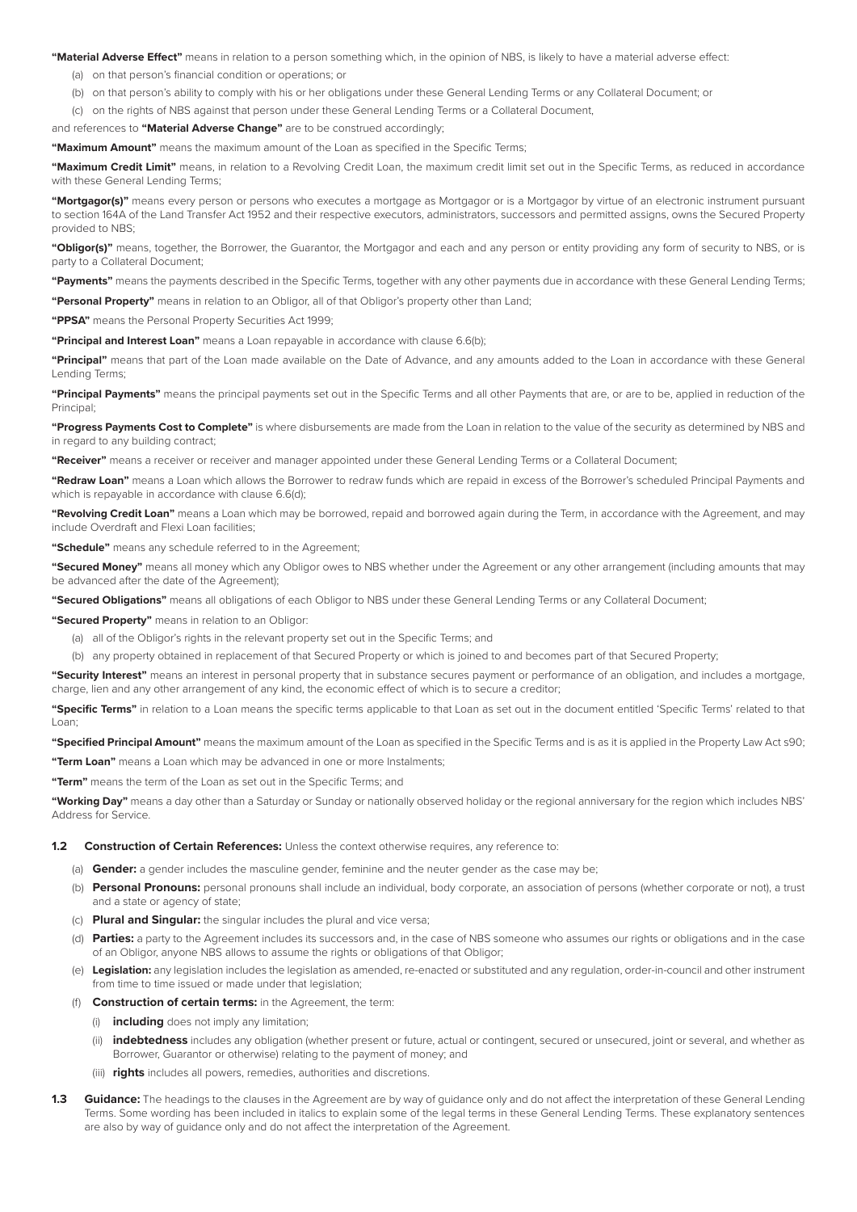**"Material Adverse Effect"** means in relation to a person something which, in the opinion of NBS, is likely to have a material adverse effect:

(a) on that person's financial condition or operations; or

(b) on that person's ability to comply with his or her obligations under these General Lending Terms or any Collateral Document; or

(c) on the rights of NBS against that person under these General Lending Terms or a Collateral Document,

and references to **"Material Adverse Change"** are to be construed accordingly;

**"Maximum Amount"** means the maximum amount of the Loan as specified in the Specific Terms;

**"Maximum Credit Limit"** means, in relation to a Revolving Credit Loan, the maximum credit limit set out in the Specific Terms, as reduced in accordance with these General Lending Terms;

**"Mortgagor(s)"** means every person or persons who executes a mortgage as Mortgagor or is a Mortgagor by virtue of an electronic instrument pursuant to section 164A of the Land Transfer Act 1952 and their respective executors, administrators, successors and permitted assigns, owns the Secured Property provided to NBS;

**"Obligor(s)"** means, together, the Borrower, the Guarantor, the Mortgagor and each and any person or entity providing any form of security to NBS, or is party to a Collateral Document;

**"Payments"** means the payments described in the Specific Terms, together with any other payments due in accordance with these General Lending Terms;

**"Personal Property"** means in relation to an Obligor, all of that Obligor's property other than Land;

**"PPSA"** means the Personal Property Securities Act 1999;

**"Principal and Interest Loan"** means a Loan repayable in accordance with clause 6.6(b);

**"Principal"** means that part of the Loan made available on the Date of Advance, and any amounts added to the Loan in accordance with these General Lending Terms;

**"Principal Payments"** means the principal payments set out in the Specific Terms and all other Payments that are, or are to be, applied in reduction of the Principal;

**"Progress Payments Cost to Complete"** is where disbursements are made from the Loan in relation to the value of the security as determined by NBS and in regard to any building contract;

**"Receiver"** means a receiver or receiver and manager appointed under these General Lending Terms or a Collateral Document;

**"Redraw Loan"** means a Loan which allows the Borrower to redraw funds which are repaid in excess of the Borrower's scheduled Principal Payments and which is repayable in accordance with clause 6.6(d);

**"Revolving Credit Loan"** means a Loan which may be borrowed, repaid and borrowed again during the Term, in accordance with the Agreement, and may include Overdraft and Flexi Loan facilities;

**"Schedule"** means any schedule referred to in the Agreement;

**"Secured Money"** means all money which any Obligor owes to NBS whether under the Agreement or any other arrangement (including amounts that may be advanced after the date of the Agreement);

**"Secured Obligations"** means all obligations of each Obligor to NBS under these General Lending Terms or any Collateral Document;

**"Secured Property"** means in relation to an Obligor:

(a) all of the Obligor's rights in the relevant property set out in the Specific Terms; and

(b) any property obtained in replacement of that Secured Property or which is joined to and becomes part of that Secured Property;

**"Security Interest"** means an interest in personal property that in substance secures payment or performance of an obligation, and includes a mortgage, charge, lien and any other arrangement of any kind, the economic effect of which is to secure a creditor;

**"Specific Terms"** in relation to a Loan means the specific terms applicable to that Loan as set out in the document entitled 'Specific Terms' related to that Loan;

**"Specified Principal Amount"** means the maximum amount of the Loan as specified in the Specific Terms and is as it is applied in the Property Law Act s90;

**"Term Loan"** means a Loan which may be advanced in one or more Instalments;

**"Term"** means the term of the Loan as set out in the Specific Terms; and

**"Working Day"** means a day other than a Saturday or Sunday or nationally observed holiday or the regional anniversary for the region which includes NBS' Address for Service.

**1.2 Construction of Certain References:** Unless the context otherwise requires, any reference to:

(a) **Gender:** a gender includes the masculine gender, feminine and the neuter gender as the case may be;

(b) **Personal Pronouns:** personal pronouns shall include an individual, body corporate, an association of persons (whether corporate or not), a trust and a state or agency of state;

(c) **Plural and Singular:** the singular includes the plural and vice versa;

(d) **Parties:** a party to the Agreement includes its successors and, in the case of NBS someone who assumes our rights or obligations and in the case of an Obligor, anyone NBS allows to assume the rights or obligations of that Obligor;

(e) **Legislation:** any legislation includes the legislation as amended, re-enacted or substituted and any regulation, order-in-council and other instrument from time to time issued or made under that legislation;

(f) **Construction of certain terms:** in the Agreement, the term:

(i) **including** does not imply any limitation;

(ii) **indebtedness** includes any obligation (whether present or future, actual or contingent, secured or unsecured, joint or several, and whether as Borrower, Guarantor or otherwise) relating to the payment of money; and

(iii) **rights** includes all powers, remedies, authorities and discretions.

**1.3 Guidance:** The headings to the clauses in the Agreement are by way of guidance only and do not affect the interpretation of these General Lending Terms. Some wording has been included in italics to explain some of the legal terms in these General Lending Terms. These explanatory sentences are also by way of guidance only and do not affect the interpretation of the Agreement.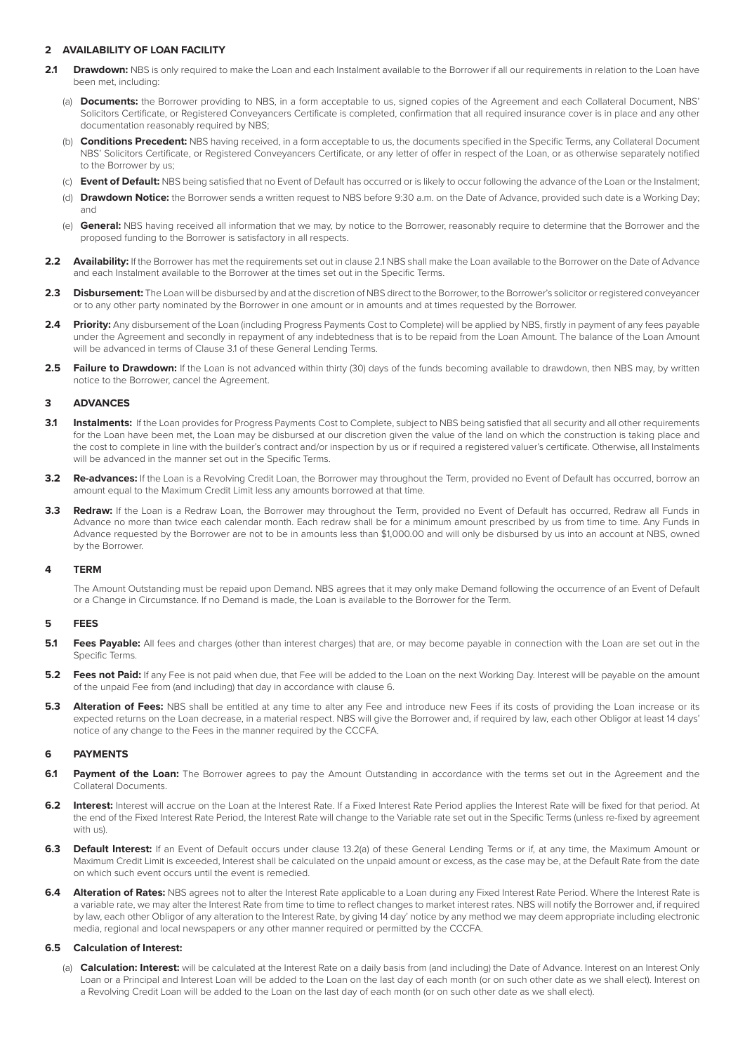## 2 AVAILABILITY OF LOAN FACILITY

**2.1 Drawdown:** NBS is only required to make the Loan and each Instalment available to the Borrower if all our requirements in relation to the Loan have been met, including:

(a) **Documents:** the Borrower providing to NBS, in a form acceptable to us, signed copies of the Agreement and each Collateral Document, NBS' Solicitors Certificate, or Registered Conveyancers Certificate is completed, confirmation that all required insurance cover is in place and any other documentation reasonably required by NBS;

(b) **Conditions Precedent:** NBS having received, in a form acceptable to us, the documents specified in the Specific Terms, any Collateral Document NBS' Solicitors Certificate, or Registered Conveyancers Certificate, or any letter of offer in respect of the Loan, or as otherwise separately notified to the Borrower by us;

(c) **Event of Default:** NBS being satisfied that no Event of Default has occurred or is likely to occur following the advance of the Loan or the Instalment;

(d) **Drawdown Notice:** the Borrower sends a written request to NBS before 9:30 a.m. on the Date of Advance, provided such date is a Working Day; and

(e) **General:** NBS having received all information that we may, by notice to the Borrower, reasonably require to determine that the Borrower and the proposed funding to the Borrower is satisfactory in all respects.

**2.2 Availability:** If the Borrower has met the requirements set out in clause 2.1 NBS shall make the Loan available to the Borrower on the Date of Advance and each Instalment available to the Borrower at the times set out in the Specific Terms.

**2.3 Disbursement:** The Loan will be disbursed by and at the discretion of NBS direct to the Borrower, to the Borrower's solicitor or registered conveyancer or to any other party nominated by the Borrower in one amount or in amounts and at times requested by the Borrower.

**2.4 Priority:** Any disbursement of the Loan (including Progress Payments Cost to Complete) will be applied by NBS, firstly in payment of any fees payable under the Agreement and secondly in repayment of any indebtedness that is to be repaid from the Loan Amount. The balance of the Loan Amount will be advanced in terms of Clause 3.1 of these General Lending Terms.

**2.5 Failure to Drawdown:** If the Loan is not advanced within thirty (30) days of the funds becoming available to drawdown, then NBS may, by written notice to the Borrower, cancel the Agreement.

## 3 ADVANCES

**3.1 Instalments:** If the Loan provides for Progress Payments Cost to Complete, subject to NBS being satisfied that all security and all other requirements for the Loan have been met, the Loan may be disbursed at our discretion given the value of the land on which the construction is taking place and the cost to complete in line with the builder's contract and/or inspection by us or if required a registered valuer's certificate. Otherwise, all Instalments will be advanced in the manner set out in the Specific Terms.

**3.2 Re-advances:** If the Loan is a Revolving Credit Loan, the Borrower may throughout the Term, provided no Event of Default has occurred, borrow an amount equal to the Maximum Credit Limit less any amounts borrowed at that time.

**3.3 Redraw:** If the Loan is a Redraw Loan, the Borrower may throughout the Term, provided no Event of Default has occurred, Redraw all Funds in Advance no more than twice each calendar month. Each redraw shall be for a minimum amount prescribed by us from time to time. Any Funds in Advance requested by the Borrower are not to be in amounts less than $1,000.00 and will only be disbursed by us into an account at NBS, owned by the Borrower.

## 4 TERM

The Amount Outstanding must be repaid upon Demand. NBS agrees that it may only make Demand following the occurrence of an Event of Default or a Change in Circumstance. If no Demand is made, the Loan is available to the Borrower for the Term.

## 5 FEES

**5.1 Fees Payable:** All fees and charges (other than interest charges) that are, or may become payable in connection with the Loan are set out in the Specific Terms.

**5.2 Fees not Paid:** If any Fee is not paid when due, that Fee will be added to the Loan on the next Working Day. Interest will be payable on the amount of the unpaid Fee from (and including) that day in accordance with clause 6.

**5.3 Alteration of Fees:** NBS shall be entitled at any time to alter any Fee and introduce new Fees if its costs of providing the Loan increase or its expected returns on the Loan decrease, in a material respect. NBS will give the Borrower and, if required by law, each other Obligor at least 14 days' notice of any change to the Fees in the manner required by the CCCFA.

## 6 PAYMENTS

**6.1 Payment of the Loan:** The Borrower agrees to pay the Amount Outstanding in accordance with the terms set out in the Agreement and the Collateral Documents.

**6.2 Interest:** Interest will accrue on the Loan at the Interest Rate. If a Fixed Interest Rate Period applies the Interest Rate will be fixed for that period. At the end of the Fixed Interest Rate Period, the Interest Rate will change to the Variable rate set out in the Specific Terms (unless re-fixed by agreement with us).

**6.3 Default Interest:** If an Event of Default occurs under clause 13.2(a) of these General Lending Terms or if, at any time, the Maximum Amount or Maximum Credit Limit is exceeded, Interest shall be calculated on the unpaid amount or excess, as the case may be, at the Default Rate from the date on which such event occurs until the event is remedied.

**6.4 Alteration of Rates:** NBS agrees not to alter the Interest Rate applicable to a Loan during any Fixed Interest Rate Period. Where the Interest Rate is a variable rate, we may alter the Interest Rate from time to time to reflect changes to market interest rates. NBS will notify the Borrower and, if required by law, each other Obligor of any alteration to the Interest Rate, by giving 14 day' notice by any method we may deem appropriate including electronic media, regional and local newspapers or any other manner required or permitted by the CCCFA.

**6.5 Calculation of Interest:**

(a) **Calculation: Interest:** will be calculated at the Interest Rate on a daily basis from (and including) the Date of Advance. Interest on an Interest Only Loan or a Principal and Interest Loan will be added to the Loan on the last day of each month (or on such other date as we shall elect). Interest on a Revolving Credit Loan will be added to the Loan on the last day of each month (or on such other date as we shall elect).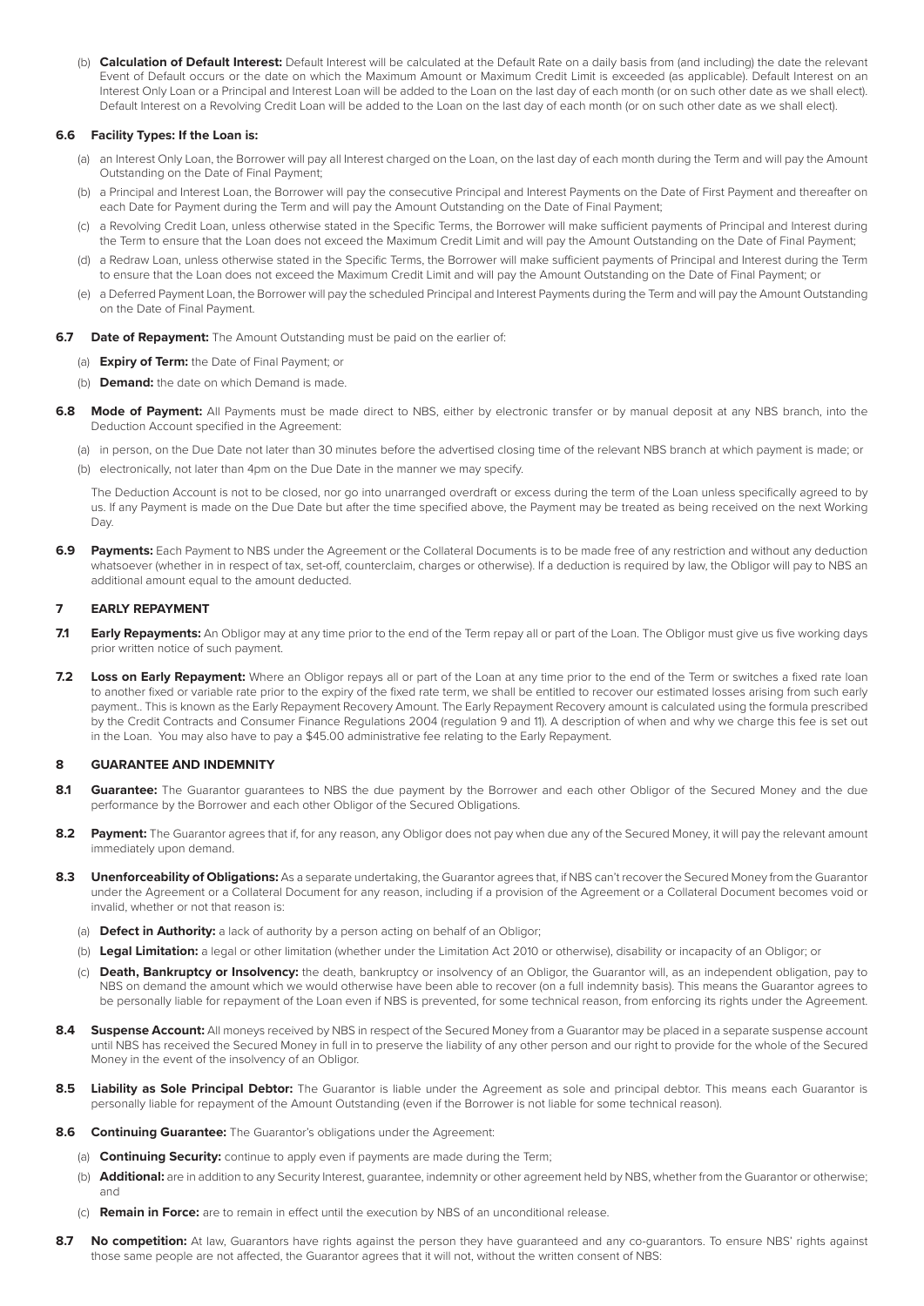(b) **Calculation of Default Interest:** Default Interest will be calculated at the Default Rate on a daily basis from (and including) the date the relevant Event of Default occurs or the date on which the Maximum Amount or Maximum Credit Limit is exceeded (as applicable). Default Interest on an Interest Only Loan or a Principal and Interest Loan will be added to the Loan on the last day of each month (or on such other date as we shall elect). Default Interest on a Revolving Credit Loan will be added to the Loan on the last day of each month (or on such other date as we shall elect).

**6.6 Facility Types: If the Loan is:**

(a) an Interest Only Loan, the Borrower will pay all Interest charged on the Loan, on the last day of each month during the Term and will pay the Amount Outstanding on the Date of Final Payment;

(b) a Principal and Interest Loan, the Borrower will pay the consecutive Principal and Interest Payments on the Date of First Payment and thereafter on each Date for Payment during the Term and will pay the Amount Outstanding on the Date of Final Payment;

(c) a Revolving Credit Loan, unless otherwise stated in the Specific Terms, the Borrower will make sufficient payments of Principal and Interest during the Term to ensure that the Loan does not exceed the Maximum Credit Limit and will pay the Amount Outstanding on the Date of Final Payment;

(d) a Redraw Loan, unless otherwise stated in the Specific Terms, the Borrower will make sufficient payments of Principal and Interest during the Term to ensure that the Loan does not exceed the Maximum Credit Limit and will pay the Amount Outstanding on the Date of Final Payment; or

(e) a Deferred Payment Loan, the Borrower will pay the scheduled Principal and Interest Payments during the Term and will pay the Amount Outstanding on the Date of Final Payment.

**6.7 Date of Repayment:** The Amount Outstanding must be paid on the earlier of:

(a) **Expiry of Term:** the Date of Final Payment; or

(b) **Demand:** the date on which Demand is made.

**6.8 Mode of Payment:** All Payments must be made direct to NBS, either by electronic transfer or by manual deposit at any NBS branch, into the Deduction Account specified in the Agreement:

(a) in person, on the Due Date not later than 30 minutes before the advertised closing time of the relevant NBS branch at which payment is made; or

(b) electronically, not later than 4pm on the Due Date in the manner we may specify.

The Deduction Account is not to be closed, nor go into unarranged overdraft or excess during the term of the Loan unless specifically agreed to by us. If any Payment is made on the Due Date but after the time specified above, the Payment may be treated as being received on the next Working Day.

**6.9 Payments:** Each Payment to NBS under the Agreement or the Collateral Documents is to be made free of any restriction and without any deduction whatsoever (whether in in respect of tax, set-off, counterclaim, charges or otherwise). If a deduction is required by law, the Obligor will pay to NBS an additional amount equal to the amount deducted.

## 7 EARLY REPAYMENT

**7.1 Early Repayments:** An Obligor may at any time prior to the end of the Term repay all or part of the Loan. The Obligor must give us five working days prior written notice of such payment.

**7.2 Loss on Early Repayment:** Where an Obligor repays all or part of the Loan at any time prior to the end of the Term or switches a fixed rate loan to another fixed or variable rate prior to the expiry of the fixed rate term, we shall be entitled to recover our estimated losses arising from such early payment.. This is known as the Early Repayment Recovery Amount. The Early Repayment Recovery amount is calculated using the formula prescribed by the Credit Contracts and Consumer Finance Regulations 2004 (regulation 9 and 11). A description of when and why we charge this fee is set out in the Loan. You may also have to pay a $45.00 administrative fee relating to the Early Repayment.

## 8 GUARANTEE AND INDEMNITY

**8.1 Guarantee:** The Guarantor guarantees to NBS the due payment by the Borrower and each other Obligor of the Secured Money and the due performance by the Borrower and each other Obligor of the Secured Obligations.

**8.2 Payment:** The Guarantor agrees that if, for any reason, any Obligor does not pay when due any of the Secured Money, it will pay the relevant amount immediately upon demand.

**8.3 Unenforceability of Obligations:** As a separate undertaking, the Guarantor agrees that, if NBS can't recover the Secured Money from the Guarantor under the Agreement or a Collateral Document for any reason, including if a provision of the Agreement or a Collateral Document becomes void or invalid, whether or not that reason is:

(a) **Defect in Authority:** a lack of authority by a person acting on behalf of an Obligor;

(b) **Legal Limitation:** a legal or other limitation (whether under the Limitation Act 2010 or otherwise), disability or incapacity of an Obligor; or

(c) **Death, Bankruptcy or Insolvency:** the death, bankruptcy or insolvency of an Obligor, the Guarantor will, as an independent obligation, pay to NBS on demand the amount which we would otherwise have been able to recover (on a full indemnity basis). This means the Guarantor agrees to be personally liable for repayment of the Loan even if NBS is prevented, for some technical reason, from enforcing its rights under the Agreement.

**8.4 Suspense Account:** All moneys received by NBS in respect of the Secured Money from a Guarantor may be placed in a separate suspense account until NBS has received the Secured Money in full in to preserve the liability of any other person and our right to provide for the whole of the Secured Money in the event of the insolvency of an Obligor.

**8.5 Liability as Sole Principal Debtor:** The Guarantor is liable under the Agreement as sole and principal debtor. This means each Guarantor is personally liable for repayment of the Amount Outstanding (even if the Borrower is not liable for some technical reason).

**8.6 Continuing Guarantee:** The Guarantor's obligations under the Agreement:

(a) **Continuing Security:** continue to apply even if payments are made during the Term;

(b) **Additional:** are in addition to any Security Interest, guarantee, indemnity or other agreement held by NBS, whether from the Guarantor or otherwise; and

(c) **Remain in Force:** are to remain in effect until the execution by NBS of an unconditional release.

**8.7 No competition:** At law, Guarantors have rights against the person they have guaranteed and any co-guarantors. To ensure NBS' rights against those same people are not affected, the Guarantor agrees that it will not, without the written consent of NBS: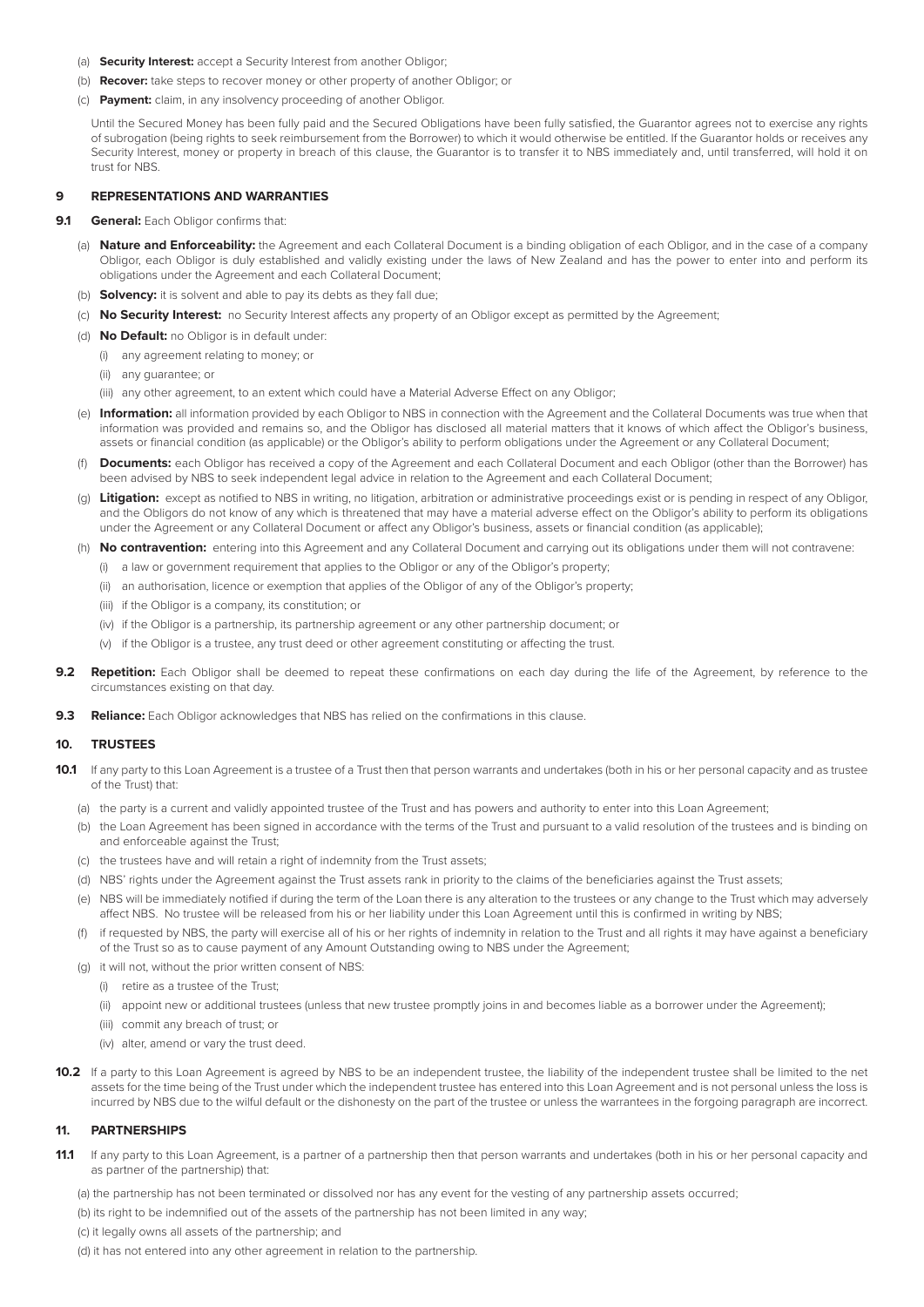(a) **Security Interest:** accept a Security Interest from another Obligor;

(b) **Recover:** take steps to recover money or other property of another Obligor; or

(c) **Payment:** claim, in any insolvency proceeding of another Obligor.

Until the Secured Money has been fully paid and the Secured Obligations have been fully satisfied, the Guarantor agrees not to exercise any rights of subrogation (being rights to seek reimbursement from the Borrower) to which it would otherwise be entitled. If the Guarantor holds or receives any Security Interest, money or property in breach of this clause, the Guarantor is to transfer it to NBS immediately and, until transferred, will hold it on trust for NBS.

## 9 REPRESENTATIONS AND WARRANTIES

**9.1 General:** Each Obligor confirms that:

(a) **Nature and Enforceability:** the Agreement and each Collateral Document is a binding obligation of each Obligor, and in the case of a company Obligor, each Obligor is duly established and validly existing under the laws of New Zealand and has the power to enter into and perform its obligations under the Agreement and each Collateral Document;

(b) **Solvency:** it is solvent and able to pay its debts as they fall due;

(c) **No Security Interest:** no Security Interest affects any property of an Obligor except as permitted by the Agreement;

(d) **No Default:** no Obligor is in default under:

(i) any agreement relating to money; or

(ii) any guarantee; or

(iii) any other agreement, to an extent which could have a Material Adverse Effect on any Obligor;

(e) **Information:** all information provided by each Obligor to NBS in connection with the Agreement and the Collateral Documents was true when that information was provided and remains so, and the Obligor has disclosed all material matters that it knows of which affect the Obligor's business, assets or financial condition (as applicable) or the Obligor's ability to perform obligations under the Agreement or any Collateral Document;

(f) **Documents:** each Obligor has received a copy of the Agreement and each Collateral Document and each Obligor (other than the Borrower) has been advised by NBS to seek independent legal advice in relation to the Agreement and each Collateral Document;

(g) **Litigation:** except as notified to NBS in writing, no litigation, arbitration or administrative proceedings exist or is pending in respect of any Obligor, and the Obligors do not know of any which is threatened that may have a material adverse effect on the Obligor's ability to perform its obligations under the Agreement or any Collateral Document or affect any Obligor's business, assets or financial condition (as applicable);

(h) **No contravention:** entering into this Agreement and any Collateral Document and carrying out its obligations under them will not contravene:

(i) a law or government requirement that applies to the Obligor or any of the Obligor's property;

(ii) an authorisation, licence or exemption that applies of the Obligor of any of the Obligor's property;

(iii) if the Obligor is a company, its constitution; or

(iv) if the Obligor is a partnership, its partnership agreement or any other partnership document; or

(v) if the Obligor is a trustee, any trust deed or other agreement constituting or affecting the trust.

**9.2 Repetition:** Each Obligor shall be deemed to repeat these confirmations on each day during the life of the Agreement, by reference to the circumstances existing on that day.

**9.3 Reliance:** Each Obligor acknowledges that NBS has relied on the confirmations in this clause.

## 10. TRUSTEES

**10.1** If any party to this Loan Agreement is a trustee of a Trust then that person warrants and undertakes (both in his or her personal capacity and as trustee of the Trust) that:

(a) the party is a current and validly appointed trustee of the Trust and has powers and authority to enter into this Loan Agreement;

(b) the Loan Agreement has been signed in accordance with the terms of the Trust and pursuant to a valid resolution of the trustees and is binding on and enforceable against the Trust;

(c) the trustees have and will retain a right of indemnity from the Trust assets;

(d) NBS' rights under the Agreement against the Trust assets rank in priority to the claims of the beneficiaries against the Trust assets;

(e) NBS will be immediately notified if during the term of the Loan there is any alteration to the trustees or any change to the Trust which may adversely affect NBS. No trustee will be released from his or her liability under this Loan Agreement until this is confirmed in writing by NBS;

(f) if requested by NBS, the party will exercise all of his or her rights of indemnity in relation to the Trust and all rights it may have against a beneficiary of the Trust so as to cause payment of any Amount Outstanding owing to NBS under the Agreement;

(g) it will not, without the prior written consent of NBS:

(i) retire as a trustee of the Trust;

(ii) appoint new or additional trustees (unless that new trustee promptly joins in and becomes liable as a borrower under the Agreement);

(iii) commit any breach of trust; or

(iv) alter, amend or vary the trust deed.

**10.2** If a party to this Loan Agreement is agreed by NBS to be an independent trustee, the liability of the independent trustee shall be limited to the net assets for the time being of the Trust under which the independent trustee has entered into this Loan Agreement and is not personal unless the loss is incurred by NBS due to the wilful default or the dishonesty on the part of the trustee or unless the warrantees in the forgoing paragraph are incorrect.

## 11. PARTNERSHIPS

**11.1** If any party to this Loan Agreement, is a partner of a partnership then that person warrants and undertakes (both in his or her personal capacity and as partner of the partnership) that:

(a) the partnership has not been terminated or dissolved nor has any event for the vesting of any partnership assets occurred;

(b) its right to be indemnified out of the assets of the partnership has not been limited in any way;

(c) it legally owns all assets of the partnership; and

(d) it has not entered into any other agreement in relation to the partnership.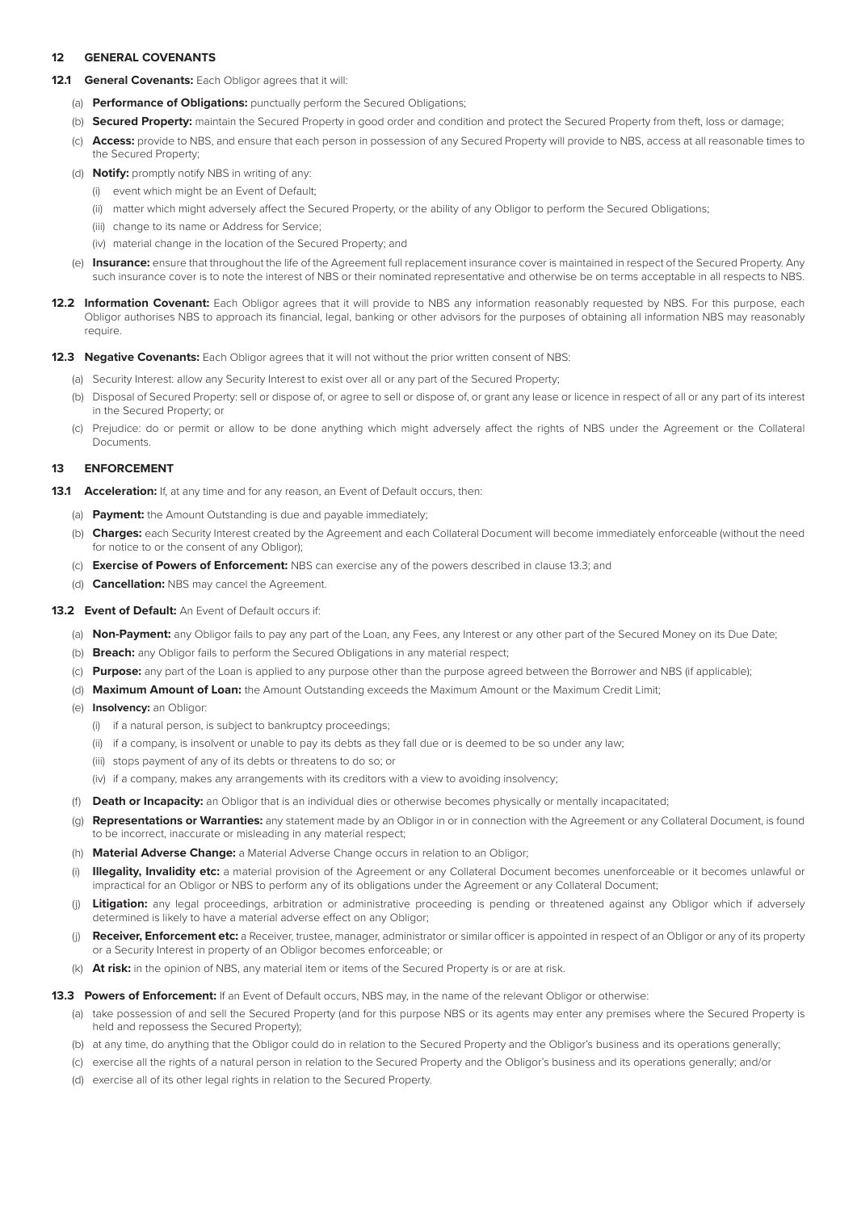## 12 GENERAL COVENANTS

**12.1 General Covenants:** Each Obligor agrees that it will:

(a) **Performance of Obligations:** punctually perform the Secured Obligations;

(b) **Secured Property:** maintain the Secured Property in good order and condition and protect the Secured Property from theft, loss or damage;

(c) **Access:** provide to NBS, and ensure that each person in possession of any Secured Property will provide to NBS, access at all reasonable times to the Secured Property;

(d) **Notify:** promptly notify NBS in writing of any:

(i) event which might be an Event of Default;

(ii) matter which might adversely affect the Secured Property, or the ability of any Obligor to perform the Secured Obligations;

(iii) change to its name or Address for Service;

(iv) material change in the location of the Secured Property; and

(e) **Insurance:** ensure that throughout the life of the Agreement full replacement insurance cover is maintained in respect of the Secured Property. Any such insurance cover is to note the interest of NBS or their nominated representative and otherwise be on terms acceptable in all respects to NBS.

**12.2 Information Covenant:** Each Obligor agrees that it will provide to NBS any information reasonably requested by NBS. For this purpose, each Obligor authorises NBS to approach its financial, legal, banking or other advisors for the purposes of obtaining all information NBS may reasonably require.

**12.3 Negative Covenants:** Each Obligor agrees that it will not without the prior written consent of NBS:

(a) Security Interest: allow any Security Interest to exist over all or any part of the Secured Property;

(b) Disposal of Secured Property: sell or dispose of, or agree to sell or dispose of, or grant any lease or licence in respect of all or any part of its interest in the Secured Property; or

(c) Prejudice: do or permit or allow to be done anything which might adversely affect the rights of NBS under the Agreement or the Collateral Documents.

## 13 ENFORCEMENT

**13.1 Acceleration:** If, at any time and for any reason, an Event of Default occurs, then:

(a) **Payment:** the Amount Outstanding is due and payable immediately;

(b) **Charges:** each Security Interest created by the Agreement and each Collateral Document will become immediately enforceable (without the need for notice to or the consent of any Obligor);

(c) **Exercise of Powers of Enforcement:** NBS can exercise any of the powers described in clause 13.3; and

(d) **Cancellation:** NBS may cancel the Agreement.

**13.2 Event of Default:** An Event of Default occurs if:

(a) **Non-Payment:** any Obligor fails to pay any part of the Loan, any Fees, any Interest or any other part of the Secured Money on its Due Date;

(b) **Breach:** any Obligor fails to perform the Secured Obligations in any material respect;

(c) **Purpose:** any part of the Loan is applied to any purpose other than the purpose agreed between the Borrower and NBS (if applicable);

(d) **Maximum Amount of Loan:** the Amount Outstanding exceeds the Maximum Amount or the Maximum Credit Limit;

(e) **Insolvency:** an Obligor:

(i) if a natural person, is subject to bankruptcy proceedings;

(ii) if a company, is insolvent or unable to pay its debts as they fall due or is deemed to be so under any law;

(iii) stops payment of any of its debts or threatens to do so; or

(iv) if a company, makes any arrangements with its creditors with a view to avoiding insolvency;

(f) **Death or Incapacity:** an Obligor that is an individual dies or otherwise becomes physically or mentally incapacitated;

(g) **Representations or Warranties:** any statement made by an Obligor in or in connection with the Agreement or any Collateral Document, is found to be incorrect, inaccurate or misleading in any material respect;

(h) **Material Adverse Change:** a Material Adverse Change occurs in relation to an Obligor;

(i) **Illegality, Invalidity etc:** a material provision of the Agreement or any Collateral Document becomes unenforceable or it becomes unlawful or impractical for an Obligor or NBS to perform any of its obligations under the Agreement or any Collateral Document;

(j) **Litigation:** any legal proceedings, arbitration or administrative proceeding is pending or threatened against any Obligor which if adversely determined is likely to have a material adverse effect on any Obligor;

(j) **Receiver, Enforcement etc:** a Receiver, trustee, manager, administrator or similar officer is appointed in respect of an Obligor or any of its property or a Security Interest in property of an Obligor becomes enforceable; or

(k) **At risk:** in the opinion of NBS, any material item or items of the Secured Property is or are at risk.

**13.3 Powers of Enforcement:** If an Event of Default occurs, NBS may, in the name of the relevant Obligor or otherwise:

(a) take possession of and sell the Secured Property (and for this purpose NBS or its agents may enter any premises where the Secured Property is held and repossess the Secured Property);

(b) at any time, do anything that the Obligor could do in relation to the Secured Property and the Obligor's business and its operations generally;

(c) exercise all the rights of a natural person in relation to the Secured Property and the Obligor's business and its operations generally; and/or

(d) exercise all of its other legal rights in relation to the Secured Property.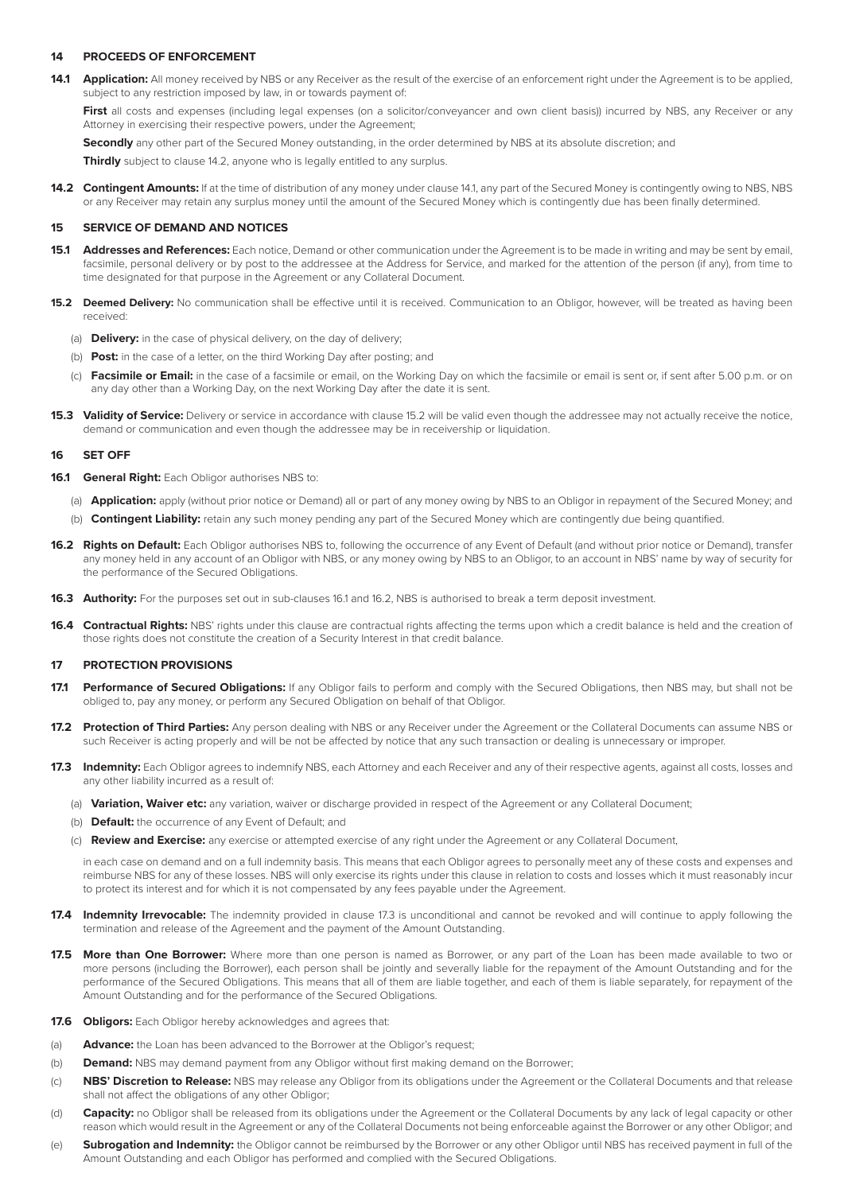## 14 PROCEEDS OF ENFORCEMENT

**14.1 Application:** All money received by NBS or any Receiver as the result of the exercise of an enforcement right under the Agreement is to be applied, subject to any restriction imposed by law, in or towards payment of:

**First** all costs and expenses (including legal expenses (on a solicitor/conveyancer and own client basis)) incurred by NBS, any Receiver or any Attorney in exercising their respective powers, under the Agreement;

**Secondly** any other part of the Secured Money outstanding, in the order determined by NBS at its absolute discretion; and

**Thirdly** subject to clause 14.2, anyone who is legally entitled to any surplus.

**14.2 Contingent Amounts:** If at the time of distribution of any money under clause 14.1, any part of the Secured Money is contingently owing to NBS, NBS or any Receiver may retain any surplus money until the amount of the Secured Money which is contingently due has been finally determined.

## 15 SERVICE OF DEMAND AND NOTICES

**15.1 Addresses and References:** Each notice, Demand or other communication under the Agreement is to be made in writing and may be sent by email, facsimile, personal delivery or by post to the addressee at the Address for Service, and marked for the attention of the person (if any), from time to time designated for that purpose in the Agreement or any Collateral Document.

**15.2 Deemed Delivery:** No communication shall be effective until it is received. Communication to an Obligor, however, will be treated as having been received:

(a) **Delivery:** in the case of physical delivery, on the day of delivery;

(b) **Post:** in the case of a letter, on the third Working Day after posting; and

(c) **Facsimile or Email:** in the case of a facsimile or email, on the Working Day on which the facsimile or email is sent or, if sent after 5.00 p.m. or on any day other than a Working Day, on the next Working Day after the date it is sent.

**15.3 Validity of Service:** Delivery or service in accordance with clause 15.2 will be valid even though the addressee may not actually receive the notice, demand or communication and even though the addressee may be in receivership or liquidation.

## 16 SET OFF

**16.1 General Right:** Each Obligor authorises NBS to:

(a) **Application:** apply (without prior notice or Demand) all or part of any money owing by NBS to an Obligor in repayment of the Secured Money; and

(b) **Contingent Liability:** retain any such money pending any part of the Secured Money which are contingently due being quantified.

**16.2 Rights on Default:** Each Obligor authorises NBS to, following the occurrence of any Event of Default (and without prior notice or Demand), transfer any money held in any account of an Obligor with NBS, or any money owing by NBS to an Obligor, to an account in NBS' name by way of security for the performance of the Secured Obligations.

**16.3 Authority:** For the purposes set out in sub-clauses 16.1 and 16.2, NBS is authorised to break a term deposit investment.

**16.4 Contractual Rights:** NBS' rights under this clause are contractual rights affecting the terms upon which a credit balance is held and the creation of those rights does not constitute the creation of a Security Interest in that credit balance.

## 17 PROTECTION PROVISIONS

**17.1 Performance of Secured Obligations:** If any Obligor fails to perform and comply with the Secured Obligations, then NBS may, but shall not be obliged to, pay any money, or perform any Secured Obligation on behalf of that Obligor.

**17.2 Protection of Third Parties:** Any person dealing with NBS or any Receiver under the Agreement or the Collateral Documents can assume NBS or such Receiver is acting properly and will be not be affected by notice that any such transaction or dealing is unnecessary or improper.

**17.3 Indemnity:** Each Obligor agrees to indemnify NBS, each Attorney and each Receiver and any of their respective agents, against all costs, losses and any other liability incurred as a result of:

(a) **Variation, Waiver etc:** any variation, waiver or discharge provided in respect of the Agreement or any Collateral Document;

(b) **Default:** the occurrence of any Event of Default; and

(c) **Review and Exercise:** any exercise or attempted exercise of any right under the Agreement or any Collateral Document,

in each case on demand and on a full indemnity basis. This means that each Obligor agrees to personally meet any of these costs and expenses and reimburse NBS for any of these losses. NBS will only exercise its rights under this clause in relation to costs and losses which it must reasonably incur to protect its interest and for which it is not compensated by any fees payable under the Agreement.

**17.4 Indemnity Irrevocable:** The indemnity provided in clause 17.3 is unconditional and cannot be revoked and will continue to apply following the termination and release of the Agreement and the payment of the Amount Outstanding.

**17.5 More than One Borrower:** Where more than one person is named as Borrower, or any part of the Loan has been made available to two or more persons (including the Borrower), each person shall be jointly and severally liable for the repayment of the Amount Outstanding and for the performance of the Secured Obligations. This means that all of them are liable together, and each of them is liable separately, for repayment of the Amount Outstanding and for the performance of the Secured Obligations.

**17.6 Obligors:** Each Obligor hereby acknowledges and agrees that:

(a) **Advance:** the Loan has been advanced to the Borrower at the Obligor's request;

(b) **Demand:** NBS may demand payment from any Obligor without first making demand on the Borrower;

(c) **NBS' Discretion to Release:** NBS may release any Obligor from its obligations under the Agreement or the Collateral Documents and that release shall not affect the obligations of any other Obligor;

(d) **Capacity:** no Obligor shall be released from its obligations under the Agreement or the Collateral Documents by any lack of legal capacity or other reason which would result in the Agreement or any of the Collateral Documents not being enforceable against the Borrower or any other Obligor; and

(e) **Subrogation and Indemnity:** the Obligor cannot be reimbursed by the Borrower or any other Obligor until NBS has received payment in full of the Amount Outstanding and each Obligor has performed and complied with the Secured Obligations.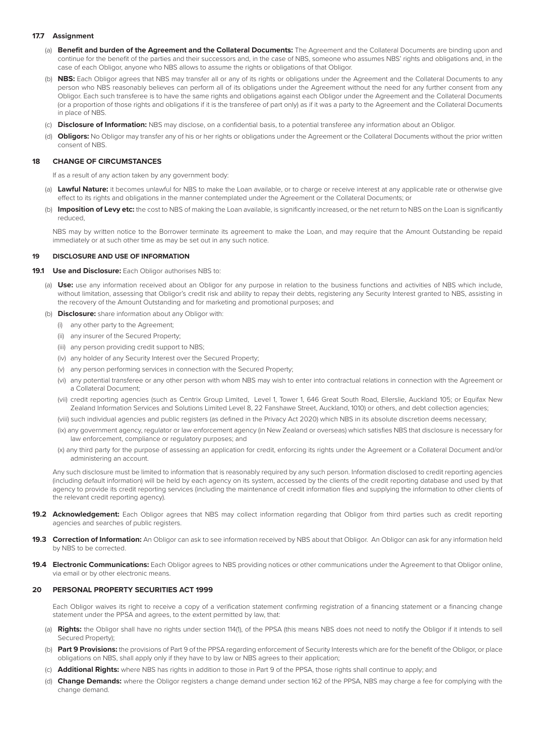### 17.7 Assignment

(a) **Benefit and burden of the Agreement and the Collateral Documents:** The Agreement and the Collateral Documents are binding upon and continue for the benefit of the parties and their successors and, in the case of NBS, someone who assumes NBS' rights and obligations and, in the case of each Obligor, anyone who NBS allows to assume the rights or obligations of that Obligor.

(b) **NBS:** Each Obligor agrees that NBS may transfer all or any of its rights or obligations under the Agreement and the Collateral Documents to any person who NBS reasonably believes can perform all of its obligations under the Agreement without the need for any further consent from any Obligor. Each such transferee is to have the same rights and obligations against each Obligor under the Agreement and the Collateral Documents (or a proportion of those rights and obligations if it is the transferee of part only) as if it was a party to the Agreement and the Collateral Documents in place of NBS.

(c) **Disclosure of Information:** NBS may disclose, on a confidential basis, to a potential transferee any information about an Obligor.

(d) **Obligors:** No Obligor may transfer any of his or her rights or obligations under the Agreement or the Collateral Documents without the prior written consent of NBS.

## 18 CHANGE OF CIRCUMSTANCES

If as a result of any action taken by any government body:

(a) **Lawful Nature:** it becomes unlawful for NBS to make the Loan available, or to charge or receive interest at any applicable rate or otherwise give effect to its rights and obligations in the manner contemplated under the Agreement or the Collateral Documents; or

(b) **Imposition of Levy etc:** the cost to NBS of making the Loan available, is significantly increased, or the net return to NBS on the Loan is significantly reduced,

NBS may by written notice to the Borrower terminate its agreement to make the Loan, and may require that the Amount Outstanding be repaid immediately or at such other time as may be set out in any such notice.

## 19 DISCLOSURE AND USE OF INFORMATION

**19.1 Use and Disclosure:** Each Obligor authorises NBS to:

(a) **Use:** use any information received about an Obligor for any purpose in relation to the business functions and activities of NBS which include, without limitation, assessing that Obligor's credit risk and ability to repay their debts, registering any Security Interest granted to NBS, assisting in the recovery of the Amount Outstanding and for marketing and promotional purposes; and

(b) **Disclosure:** share information about any Obligor with:

(i) any other party to the Agreement;

(ii) any insurer of the Secured Property;

(iii) any person providing credit support to NBS;

(iv) any holder of any Security Interest over the Secured Property;

(v) any person performing services in connection with the Secured Property;

(vi) any potential transferee or any other person with whom NBS may wish to enter into contractual relations in connection with the Agreement or a Collateral Document;

(vii) credit reporting agencies (such as Centrix Group Limited, Level 1, Tower 1, 646 Great South Road, Ellerslie, Auckland 105; or Equifax New Zealand Information Services and Solutions Limited Level 8, 22 Fanshawe Street, Auckland, 1010) or others, and debt collection agencies;

(viii) such individual agencies and public registers (as defined in the Privacy Act 2020) which NBS in its absolute discretion deems necessary;

(ix) any government agency, regulator or law enforcement agency (in New Zealand or overseas) which satisfies NBS that disclosure is necessary for law enforcement, compliance or regulatory purposes; and

(x) any third party for the purpose of assessing an application for credit, enforcing its rights under the Agreement or a Collateral Document and/or administering an account.

Any such disclosure must be limited to information that is reasonably required by any such person. Information disclosed to credit reporting agencies (including default information) will be held by each agency on its system, accessed by the clients of the credit reporting database and used by that agency to provide its credit reporting services (including the maintenance of credit information files and supplying the information to other clients of the relevant credit reporting agency).

**19.2 Acknowledgement:** Each Obligor agrees that NBS may collect information regarding that Obligor from third parties such as credit reporting agencies and searches of public registers.

**19.3 Correction of Information:** An Obligor can ask to see information received by NBS about that Obligor. An Obligor can ask for any information held by NBS to be corrected.

**19.4 Electronic Communications:** Each Obligor agrees to NBS providing notices or other communications under the Agreement to that Obligor online, via email or by other electronic means.

## 20 PERSONAL PROPERTY SECURITIES ACT 1999

Each Obligor waives its right to receive a copy of a verification statement confirming registration of a financing statement or a financing change statement under the PPSA and agrees, to the extent permitted by law, that:

(a) **Rights:** the Obligor shall have no rights under section 114(1), of the PPSA (this means NBS does not need to notify the Obligor if it intends to sell Secured Property);

(b) **Part 9 Provisions:** the provisions of Part 9 of the PPSA regarding enforcement of Security Interests which are for the benefit of the Obligor, or place obligations on NBS, shall apply only if they have to by law or NBS agrees to their application;

(c) **Additional Rights:** where NBS has rights in addition to those in Part 9 of the PPSA, those rights shall continue to apply; and

(d) **Change Demands:** where the Obligor registers a change demand under section 162 of the PPSA, NBS may charge a fee for complying with the change demand.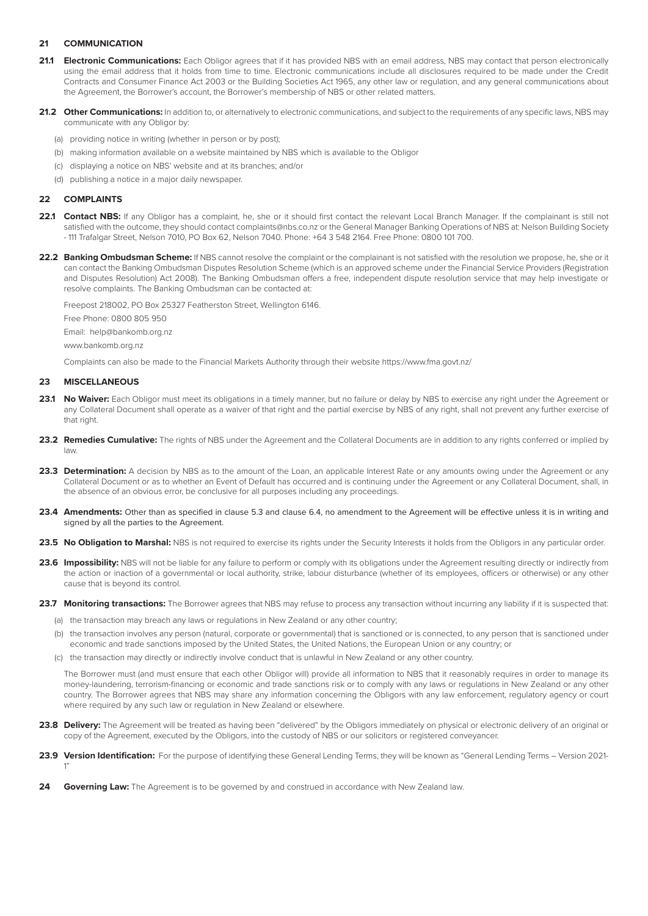## 21 COMMUNICATION

**21.1 Electronic Communications:** Each Obligor agrees that if it has provided NBS with an email address, NBS may contact that person electronically using the email address that it holds from time to time. Electronic communications include all disclosures required to be made under the Credit Contracts and Consumer Finance Act 2003 or the Building Societies Act 1965, any other law or regulation, and any general communications about the Agreement, the Borrower's account, the Borrower's membership of NBS or other related matters.

**21.2 Other Communications:** In addition to, or alternatively to electronic communications, and subject to the requirements of any specific laws, NBS may communicate with any Obligor by:

(a) providing notice in writing (whether in person or by post);

(b) making information available on a website maintained by NBS which is available to the Obligor

(c) displaying a notice on NBS' website and at its branches; and/or

(d) publishing a notice in a major daily newspaper.

## 22 COMPLAINTS

**22.1 Contact NBS:** If any Obligor has a complaint, he, she or it should first contact the relevant Local Branch Manager. If the complainant is still not satisfied with the outcome, they should contact complaints@nbs.co.nz or the General Manager Banking Operations of NBS at: Nelson Building Society - 111 Trafalgar Street, Nelson 7010, PO Box 62, Nelson 7040. Phone: +64 3 548 2164. Free Phone: 0800 101 700.

**22.2 Banking Ombudsman Scheme:** If NBS cannot resolve the complaint or the complainant is not satisfied with the resolution we propose, he, she or it can contact the Banking Ombudsman Disputes Resolution Scheme (which is an approved scheme under the Financial Service Providers (Registration and Disputes Resolution) Act 2008). The Banking Ombudsman offers a free, independent dispute resolution service that may help investigate or resolve complaints. The Banking Ombudsman can be contacted at:

Freepost 218002, PO Box 25327 Featherston Street, Wellington 6146.

Free Phone: 0800 805 950

Email: help@bankomb.org.nz

www.bankomb.org.nz

Complaints can also be made to the Financial Markets Authority through their website https://www.fma.govt.nz/

## 23 MISCELLANEOUS

**23.1 No Waiver:** Each Obligor must meet its obligations in a timely manner, but no failure or delay by NBS to exercise any right under the Agreement or any Collateral Document shall operate as a waiver of that right and the partial exercise by NBS of any right, shall not prevent any further exercise of that right.

**23.2 Remedies Cumulative:** The rights of NBS under the Agreement and the Collateral Documents are in addition to any rights conferred or implied by law.

**23.3 Determination:** A decision by NBS as to the amount of the Loan, an applicable Interest Rate or any amounts owing under the Agreement or any Collateral Document or as to whether an Event of Default has occurred and is continuing under the Agreement or any Collateral Document, shall, in the absence of an obvious error, be conclusive for all purposes including any proceedings.

**23.4 Amendments:** Other than as specified in clause 5.3 and clause 6.4, no amendment to the Agreement will be effective unless it is in writing and signed by all the parties to the Agreement.

**23.5 No Obligation to Marshal:** NBS is not required to exercise its rights under the Security Interests it holds from the Obligors in any particular order.

**23.6 Impossibility:** NBS will not be liable for any failure to perform or comply with its obligations under the Agreement resulting directly or indirectly from the action or inaction of a governmental or local authority, strike, labour disturbance (whether of its employees, officers or otherwise) or any other cause that is beyond its control.

**23.7 Monitoring transactions:** The Borrower agrees that NBS may refuse to process any transaction without incurring any liability if it is suspected that:

(a) the transaction may breach any laws or regulations in New Zealand or any other country;

(b) the transaction involves any person (natural, corporate or governmental) that is sanctioned or is connected, to any person that is sanctioned under economic and trade sanctions imposed by the United States, the United Nations, the European Union or any country; or

(c) the transaction may directly or indirectly involve conduct that is unlawful in New Zealand or any other country.

The Borrower must (and must ensure that each other Obligor will) provide all information to NBS that it reasonably requires in order to manage its money-laundering, terrorism-financing or economic and trade sanctions risk or to comply with any laws or regulations in New Zealand or any other country. The Borrower agrees that NBS may share any information concerning the Obligors with any law enforcement, regulatory agency or court where required by any such law or regulation in New Zealand or elsewhere.

**23.8 Delivery:** The Agreement will be treated as having been "delivered" by the Obligors immediately on physical or electronic delivery of an original or copy of the Agreement, executed by the Obligors, into the custody of NBS or our solicitors or registered conveyancer.

**23.9 Version Identification:** For the purpose of identifying these General Lending Terms, they will be known as "General Lending Terms – Version 2021-1"

**24 Governing Law:** The Agreement is to be governed by and construed in accordance with New Zealand law.